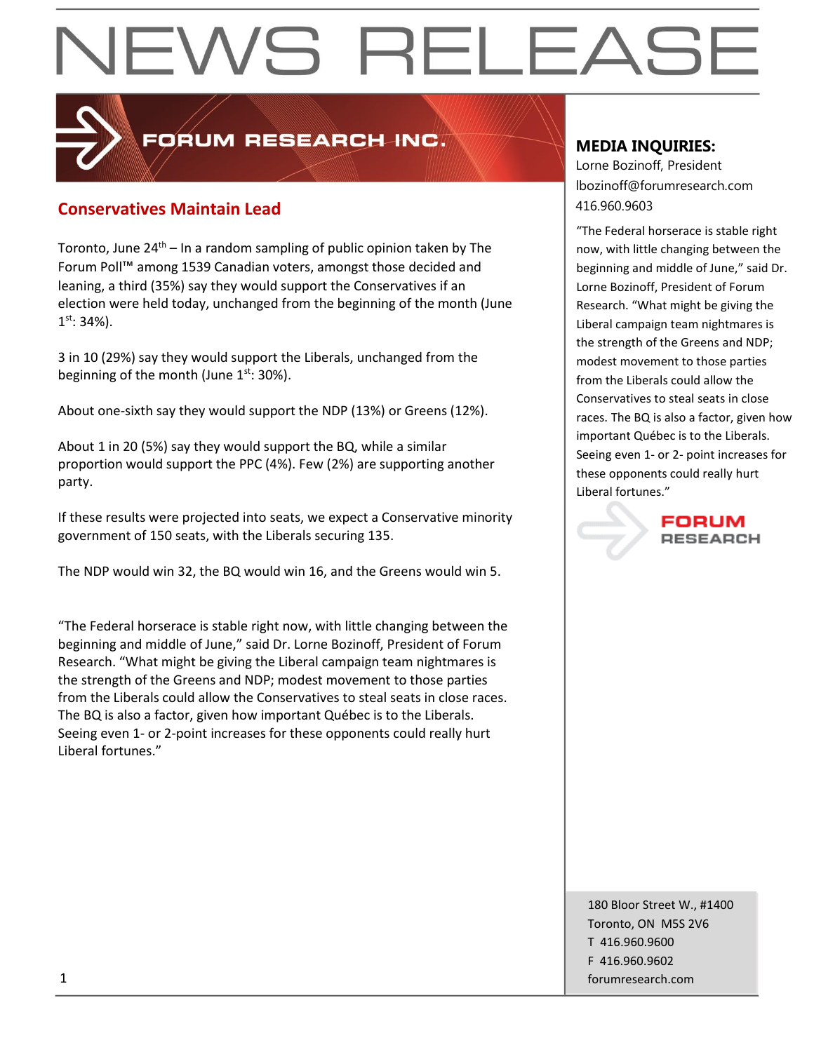# NEWS RELEASE

FORUM RESEARCH INC.

## Conservatives Maintain Lead

Toronto, June 24th – In a random sampling of public opinion taken by The Forum Poll™ among 1539 Canadian voters, amongst those decided and leaning, a third (35%) say they would support the Conservatives if an election were held today, unchanged from the beginning of the month (June 1st: 34%).

3 in 10 (29%) say they would support the Liberals, unchanged from the beginning of the month (June 1st: 30%).

About one-sixth say they would support the NDP (13%) or Greens (12%).

About 1 in 20 (5%) say they would support the BQ, while a similar proportion would support the PPC (4%). Few (2%) are supporting another party.

If these results were projected into seats, we expect a Conservative minority government of 150 seats, with the Liberals securing 135.

The NDP would win 32, the BQ would win 16, and the Greens would win 5.

"The Federal horserace is stable right now, with little changing between the beginning and middle of June," said Dr. Lorne Bozinoff, President of Forum Research. "What might be giving the Liberal campaign team nightmares is the strength of the Greens and NDP; modest movement to those parties from the Liberals could allow the Conservatives to steal seats in close races. The BQ is also a factor, given how important Québec is to the Liberals. Seeing even 1- or 2-point increases for these opponents could really hurt Liberal fortunes."

**MEDIA INQUIRIES:**
Lorne Bozinoff, President
lbozinoff@forumresearch.com
416.960.9603

"The Federal horserace is stable right now, with little changing between the beginning and middle of June," said Dr. Lorne Bozinoff, President of Forum Research. "What might be giving the Liberal campaign team nightmares is the strength of the Greens and NDP; modest movement to those parties from the Liberals could allow the Conservatives to steal seats in close races. The BQ is also a factor, given how important Québec is to the Liberals. Seeing even 1- or 2- point increases for these opponents could really hurt Liberal fortunes."

FORUM RESEARCH

180 Bloor Street W., #1400
Toronto, ON M5S 2V6
T 416.960.9600
F 416.960.9602
forumresearch.com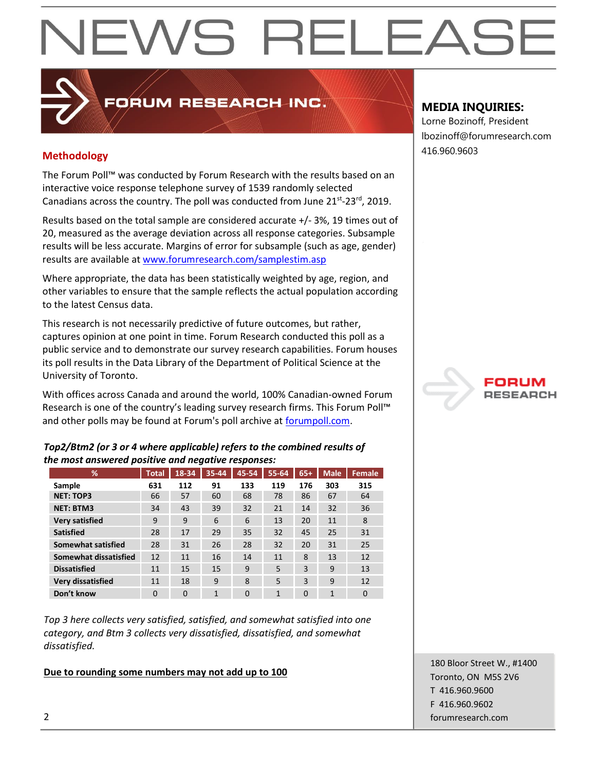# NEWS RELEASE

## FORUM RESEARCH INC.

**MEDIA INQUIRIES:**
Lorne Bozinoff, President
lbozinoff@forumresearch.com
416.960.9603

### Methodology

The Forum Poll™ was conducted by Forum Research with the results based on an interactive voice response telephone survey of 1539 randomly selected Canadians across the country. The poll was conducted from June 21st-23rd, 2019.

Results based on the total sample are considered accurate +/- 3%, 19 times out of 20, measured as the average deviation across all response categories. Subsample results will be less accurate. Margins of error for subsample (such as age, gender) results are available at [www.forumresearch.com/samplestim.asp](www.forumresearch.com/samplestim.asp)

Where appropriate, the data has been statistically weighted by age, region, and other variables to ensure that the sample reflects the actual population according to the latest Census data.

This research is not necessarily predictive of future outcomes, but rather, captures opinion at one point in time. Forum Research conducted this poll as a public service and to demonstrate our survey research capabilities. Forum houses its poll results in the Data Library of the Department of Political Science at the University of Toronto.

With offices across Canada and around the world, 100% Canadian-owned Forum Research is one of the country's leading survey research firms. This Forum Poll™ and other polls may be found at Forum's poll archive at [forumpoll.com](forumpoll.com).

***Top2/Btm2 (or 3 or 4 where applicable) refers to the combined results of the most answered positive and negative responses:***

| % | Total | 18-34 | 35-44 | 45-54 | 55-64 | 65+ | Male | Female |
|---|---|---|---|---|---|---|---|---|
| **Sample** | 631 | 112 | 91 | 133 | 119 | 176 | 303 | 315 |
| **NET: TOP3** | 66 | 57 | 60 | 68 | 78 | 86 | 67 | 64 |
| **NET: BTM3** | 34 | 43 | 39 | 32 | 21 | 14 | 32 | 36 |
| **Very satisfied** | 9 | 9 | 6 | 6 | 13 | 20 | 11 | 8 |
| **Satisfied** | 28 | 17 | 29 | 35 | 32 | 45 | 25 | 31 |
| **Somewhat satisfied** | 28 | 31 | 26 | 28 | 32 | 20 | 31 | 25 |
| **Somewhat dissatisfied** | 12 | 11 | 16 | 14 | 11 | 8 | 13 | 12 |
| **Dissatisfied** | 11 | 15 | 15 | 9 | 5 | 3 | 9 | 13 |
| **Very dissatisfied** | 11 | 18 | 9 | 8 | 5 | 3 | 9 | 12 |
| **Don't know** | 0 | 0 | 1 | 0 | 1 | 0 | 1 | 0 |

*Top 3 here collects very satisfied, satisfied, and somewhat satisfied into one category, and Btm 3 collects very dissatisfied, dissatisfied, and somewhat dissatisfied.*

**Due to rounding some numbers may not add up to 100**

180 Bloor Street W., #1400
Toronto, ON M5S 2V6
T 416.960.9600
F 416.960.9602
forumresearch.com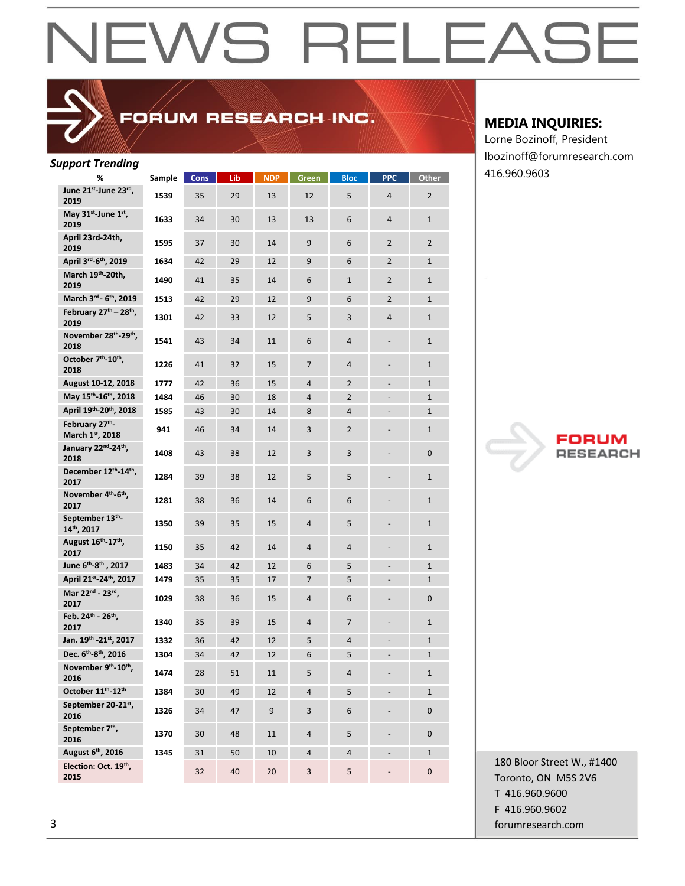# NEWS RELEASE

**MEDIA INQUIRIES:**
Lorne Bozinoff, President
lbozinoff@forumresearch.com
416.960.9603

### *Support Trending*

| % | Sample | Cons | Lib | NDP | Green | Bloc | PPC | Other |
|---|---|---|---|---|---|---|---|---|
| June 21st-June 23rd, 2019 | 1539 | 35 | 29 | 13 | 12 | 5 | 4 | 2 |
| May 31st-June 1st, 2019 | 1633 | 34 | 30 | 13 | 13 | 6 | 4 | 1 |
| April 23rd-24th, 2019 | 1595 | 37 | 30 | 14 | 9 | 6 | 2 | 2 |
| April 3rd-6th, 2019 | 1634 | 42 | 29 | 12 | 9 | 6 | 2 | 1 |
| March 19th-20th, 2019 | 1490 | 41 | 35 | 14 | 6 | 1 | 2 | 1 |
| March 3rd - 6th, 2019 | 1513 | 42 | 29 | 12 | 9 | 6 | 2 | 1 |
| February 27th – 28th, 2019 | 1301 | 42 | 33 | 12 | 5 | 3 | 4 | 1 |
| November 28th-29th, 2018 | 1541 | 43 | 34 | 11 | 6 | 4 | - | 1 |
| October 7th-10th, 2018 | 1226 | 41 | 32 | 15 | 7 | 4 | - | 1 |
| August 10-12, 2018 | 1777 | 42 | 36 | 15 | 4 | 2 | - | 1 |
| May 15th-16th, 2018 | 1484 | 46 | 30 | 18 | 4 | 2 | - | 1 |
| April 19th-20th, 2018 | 1585 | 43 | 30 | 14 | 8 | 4 | - | 1 |
| February 27th-March 1st, 2018 | 941 | 46 | 34 | 14 | 3 | 2 | - | 1 |
| January 22nd-24th, 2018 | 1408 | 43 | 38 | 12 | 3 | 3 | - | 0 |
| December 12th-14th, 2017 | 1284 | 39 | 38 | 12 | 5 | 5 | - | 1 |
| November 4th-6th, 2017 | 1281 | 38 | 36 | 14 | 6 | 6 | - | 1 |
| September 13th-14th, 2017 | 1350 | 39 | 35 | 15 | 4 | 5 | - | 1 |
| August 16th-17th, 2017 | 1150 | 35 | 42 | 14 | 4 | 4 | - | 1 |
| June 6th-8th , 2017 | 1483 | 34 | 42 | 12 | 6 | 5 | - | 1 |
| April 21st-24th, 2017 | 1479 | 35 | 35 | 17 | 7 | 5 | - | 1 |
| Mar 22nd - 23rd, 2017 | 1029 | 38 | 36 | 15 | 4 | 6 | - | 0 |
| Feb. 24th - 26th, 2017 | 1340 | 35 | 39 | 15 | 4 | 7 | - | 1 |
| Jan. 19th -21st, 2017 | 1332 | 36 | 42 | 12 | 5 | 4 | - | 1 |
| Dec. 6th-8th, 2016 | 1304 | 34 | 42 | 12 | 6 | 5 | - | 1 |
| November 9th-10th, 2016 | 1474 | 28 | 51 | 11 | 5 | 4 | - | 1 |
| October 11th-12th | 1384 | 30 | 49 | 12 | 4 | 5 | - | 1 |
| September 20-21st, 2016 | 1326 | 34 | 47 | 9 | 3 | 6 | - | 0 |
| September 7th, 2016 | 1370 | 30 | 48 | 11 | 4 | 5 | - | 0 |
| August 6th, 2016 | 1345 | 31 | 50 | 10 | 4 | 4 | - | 1 |
| Election: Oct. 19th, 2015 | | 32 | 40 | 20 | 3 | 5 | - | 0 |

180 Bloor Street W., #1400
Toronto, ON M5S 2V6
T 416.960.9600
F 416.960.9602
forumresearch.com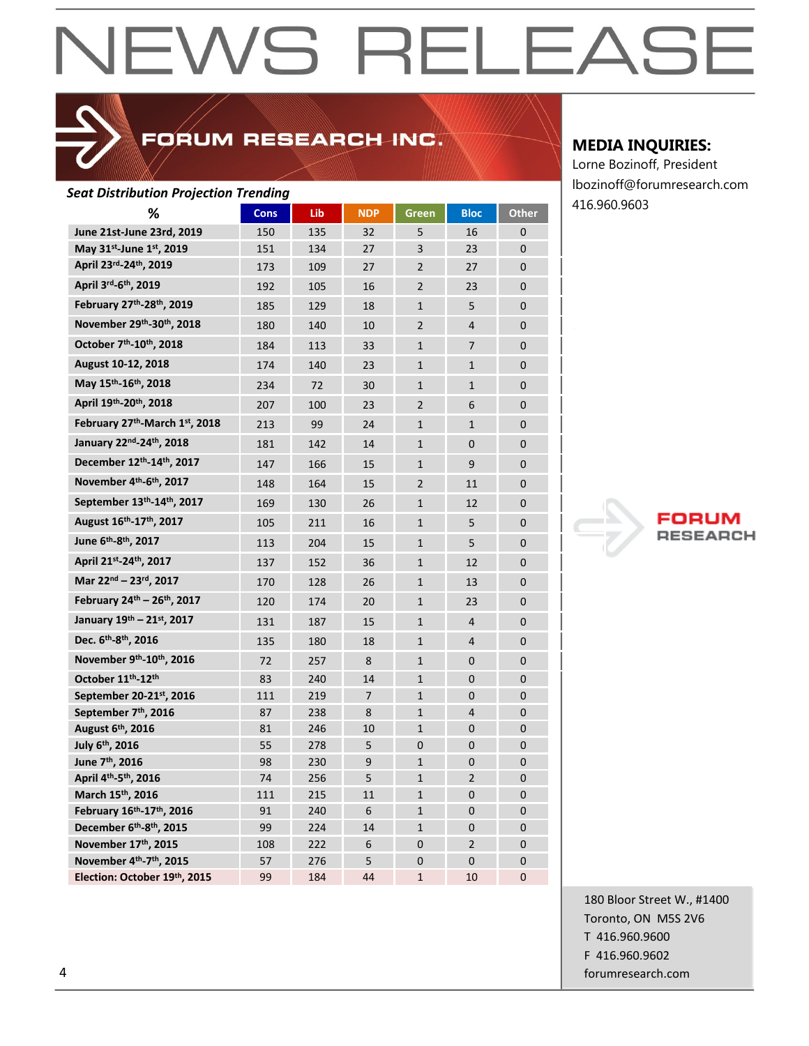# NEWS RELEASE

FORUM RESEARCH INC.

**MEDIA INQUIRIES:**
Lorne Bozinoff, President
lbozinoff@forumresearch.com
416.960.9603

***Seat Distribution Projection Trending***

| % | Cons | Lib | NDP | Green | Bloc | Other |
|---|---|---|---|---|---|---|
| June 21st-June 23rd, 2019 | 150 | 135 | 32 | 5 | 16 | 0 |
| May 31st-June 1st, 2019 | 151 | 134 | 27 | 3 | 23 | 0 |
| April 23rd-24th, 2019 | 173 | 109 | 27 | 2 | 27 | 0 |
| April 3rd-6th, 2019 | 192 | 105 | 16 | 2 | 23 | 0 |
| February 27th-28th, 2019 | 185 | 129 | 18 | 1 | 5 | 0 |
| November 29th-30th, 2018 | 180 | 140 | 10 | 2 | 4 | 0 |
| October 7th-10th, 2018 | 184 | 113 | 33 | 1 | 7 | 0 |
| August 10-12, 2018 | 174 | 140 | 23 | 1 | 1 | 0 |
| May 15th-16th, 2018 | 234 | 72 | 30 | 1 | 1 | 0 |
| April 19th-20th, 2018 | 207 | 100 | 23 | 2 | 6 | 0 |
| February 27th-March 1st, 2018 | 213 | 99 | 24 | 1 | 1 | 0 |
| January 22nd-24th, 2018 | 181 | 142 | 14 | 1 | 0 | 0 |
| December 12th-14th, 2017 | 147 | 166 | 15 | 1 | 9 | 0 |
| November 4th-6th, 2017 | 148 | 164 | 15 | 2 | 11 | 0 |
| September 13th-14th, 2017 | 169 | 130 | 26 | 1 | 12 | 0 |
| August 16th-17th, 2017 | 105 | 211 | 16 | 1 | 5 | 0 |
| June 6th-8th, 2017 | 113 | 204 | 15 | 1 | 5 | 0 |
| April 21st-24th, 2017 | 137 | 152 | 36 | 1 | 12 | 0 |
| Mar 22nd – 23rd, 2017 | 170 | 128 | 26 | 1 | 13 | 0 |
| February 24th – 26th, 2017 | 120 | 174 | 20 | 1 | 23 | 0 |
| January 19th – 21st, 2017 | 131 | 187 | 15 | 1 | 4 | 0 |
| Dec. 6th-8th, 2016 | 135 | 180 | 18 | 1 | 4 | 0 |
| November 9th-10th, 2016 | 72 | 257 | 8 | 1 | 0 | 0 |
| October 11th-12th | 83 | 240 | 14 | 1 | 0 | 0 |
| September 20-21st, 2016 | 111 | 219 | 7 | 1 | 0 | 0 |
| September 7th, 2016 | 87 | 238 | 8 | 1 | 4 | 0 |
| August 6th, 2016 | 81 | 246 | 10 | 1 | 0 | 0 |
| July 6th, 2016 | 55 | 278 | 5 | 0 | 0 | 0 |
| June 7th, 2016 | 98 | 230 | 9 | 1 | 0 | 0 |
| April 4th-5th, 2016 | 74 | 256 | 5 | 1 | 2 | 0 |
| March 15th, 2016 | 111 | 215 | 11 | 1 | 0 | 0 |
| February 16th-17th, 2016 | 91 | 240 | 6 | 1 | 0 | 0 |
| December 6th-8th, 2015 | 99 | 224 | 14 | 1 | 0 | 0 |
| November 17th, 2015 | 108 | 222 | 6 | 0 | 2 | 0 |
| November 4th-7th, 2015 | 57 | 276 | 5 | 0 | 0 | 0 |
| Election: October 19th, 2015 | 99 | 184 | 44 | 1 | 10 | 0 |

FORUM RESEARCH

180 Bloor Street W., #1400
Toronto, ON M5S 2V6
T 416.960.9600
F 416.960.9602
forumresearch.com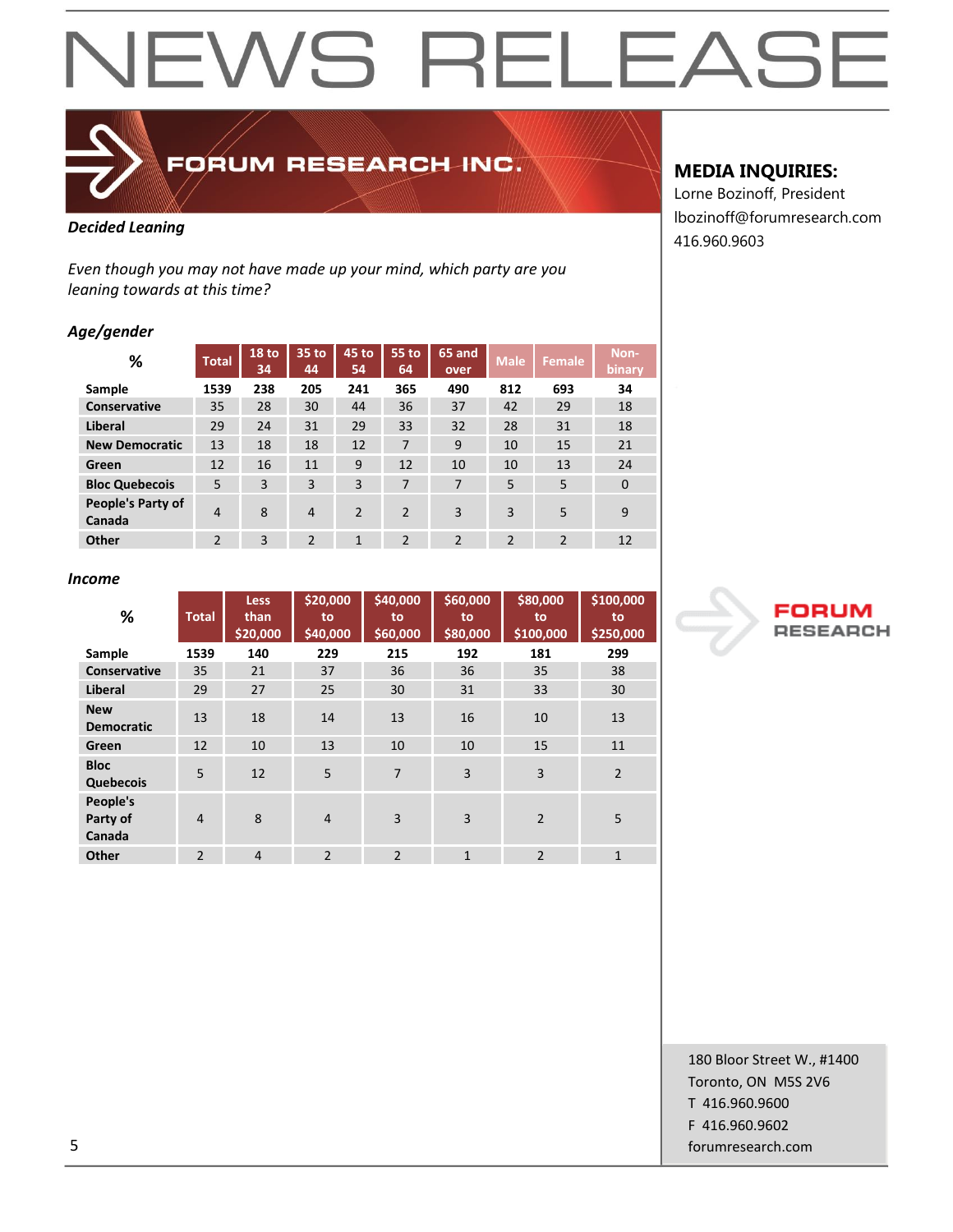# NEWS RELEASE

**MEDIA INQUIRIES:**
Lorne Bozinoff, President
lbozinoff@forumresearch.com
416.960.9603

***Decided Leaning***

*Even though you may not have made up your mind, which party are you leaning towards at this time?*

***Age/gender***

| % | Total | 18 to 34 | 35 to 44 | 45 to 54 | 55 to 64 | 65 and over | Male | Female | Non-binary |
|---|---|---|---|---|---|---|---|---|---|
| **Sample** | **1539** | **238** | **205** | **241** | **365** | **490** | **812** | **693** | **34** |
| **Conservative** | 35 | 28 | 30 | 44 | 36 | 37 | 42 | 29 | 18 |
| **Liberal** | 29 | 24 | 31 | 29 | 33 | 32 | 28 | 31 | 18 |
| **New Democratic** | 13 | 18 | 18 | 12 | 7 | 9 | 10 | 15 | 21 |
| **Green** | 12 | 16 | 11 | 9 | 12 | 10 | 10 | 13 | 24 |
| **Bloc Quebecois** | 5 | 3 | 3 | 3 | 7 | 7 | 5 | 5 | 0 |
| **People's Party of Canada** | 4 | 8 | 4 | 2 | 2 | 3 | 3 | 5 | 9 |
| **Other** | 2 | 3 | 2 | 1 | 2 | 2 | 2 | 2 | 12 |

***Income***

| % | Total | Less than $20,000 | $20,000 to $40,000 | $40,000 to $60,000 | $60,000 to $80,000 | $80,000 to $100,000 | $100,000 to $250,000 |
|---|---|---|---|---|---|---|---|
| **Sample** | **1539** | **140** | **229** | **215** | **192** | **181** | **299** |
| **Conservative** | 35 | 21 | 37 | 36 | 36 | 35 | 38 |
| **Liberal** | 29 | 27 | 25 | 30 | 31 | 33 | 30 |
| **New Democratic** | 13 | 18 | 14 | 13 | 16 | 10 | 13 |
| **Green** | 12 | 10 | 13 | 10 | 10 | 15 | 11 |
| **Bloc Quebecois** | 5 | 12 | 5 | 7 | 3 | 3 | 2 |
| **People's Party of Canada** | 4 | 8 | 4 | 3 | 3 | 2 | 5 |
| **Other** | 2 | 4 | 2 | 2 | 1 | 2 | 1 |

180 Bloor Street W., #1400
Toronto, ON M5S 2V6
T 416.960.9600
F 416.960.9602
forumresearch.com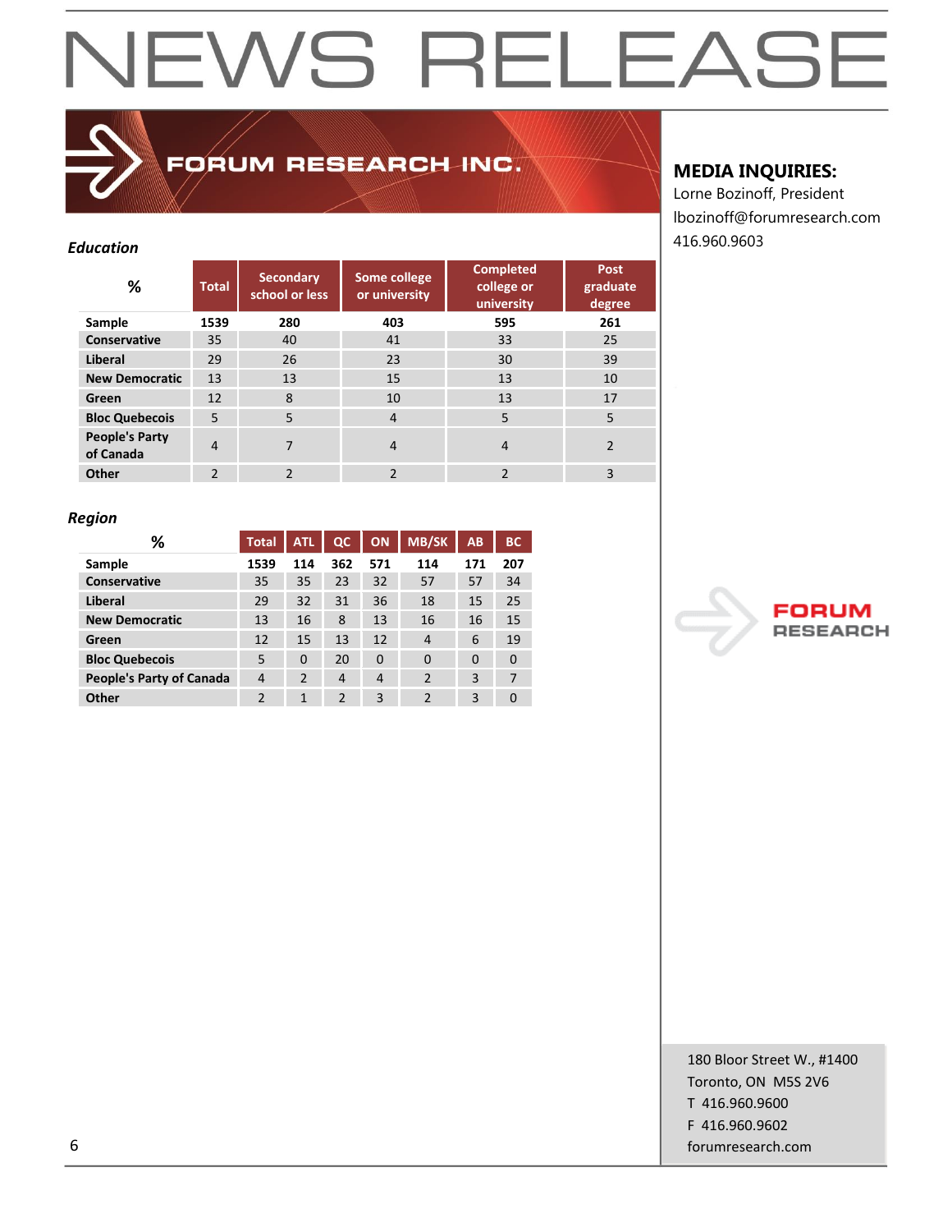# NEWS RELEASE

**FORUM RESEARCH INC.**

**MEDIA INQUIRIES:**
Lorne Bozinoff, President
lbozinoff@forumresearch.com
416.960.9603

***Education***

| % | Total | Secondary school or less | Some college or university | Completed college or university | Post graduate degree |
|---|---|---|---|---|---|
| **Sample** | **1539** | **280** | **403** | **595** | **261** |
| **Conservative** | 35 | 40 | 41 | 33 | 25 |
| **Liberal** | 29 | 26 | 23 | 30 | 39 |
| **New Democratic** | 13 | 13 | 15 | 13 | 10 |
| **Green** | 12 | 8 | 10 | 13 | 17 |
| **Bloc Quebecois** | 5 | 5 | 4 | 5 | 5 |
| **People's Party of Canada** | 4 | 7 | 4 | 4 | 2 |
| **Other** | 2 | 2 | 2 | 2 | 3 |

***Region***

| % | Total | ATL | QC | ON | MB/SK | AB | BC |
|---|---|---|---|---|---|---|---|
| **Sample** | **1539** | **114** | **362** | **571** | **114** | **171** | **207** |
| **Conservative** | 35 | 35 | 23 | 32 | 57 | 57 | 34 |
| **Liberal** | 29 | 32 | 31 | 36 | 18 | 15 | 25 |
| **New Democratic** | 13 | 16 | 8 | 13 | 16 | 16 | 15 |
| **Green** | 12 | 15 | 13 | 12 | 4 | 6 | 19 |
| **Bloc Quebecois** | 5 | 0 | 20 | 0 | 0 | 0 | 0 |
| **People's Party of Canada** | 4 | 2 | 4 | 4 | 2 | 3 | 7 |
| **Other** | 2 | 1 | 2 | 3 | 2 | 3 | 0 |

FORUM RESEARCH

180 Bloor Street W., #1400
Toronto, ON M5S 2V6
T 416.960.9600
F 416.960.9602
forumresearch.com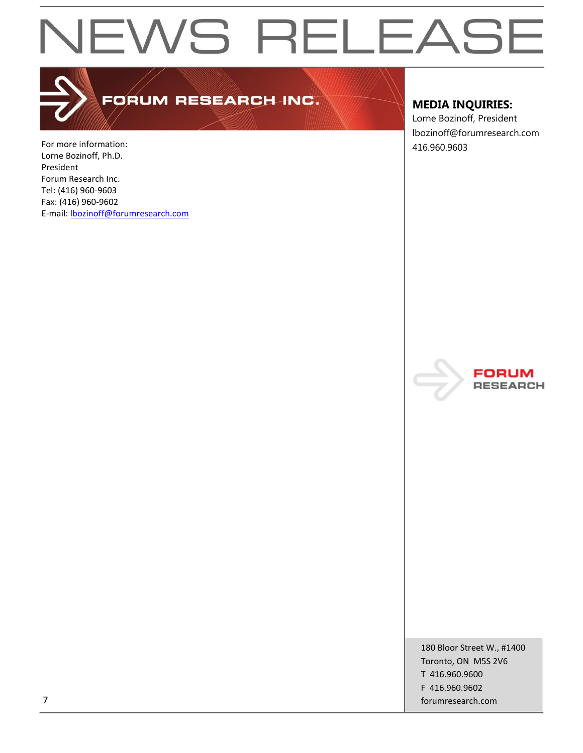# NEWS RELEASE

FORUM RESEARCH INC.

For more information:
Lorne Bozinoff, Ph.D.
President
Forum Research Inc.
Tel: (416) 960-9603
Fax: (416) 960-9602
E-mail: lbozinoff@forumresearch.com

**MEDIA INQUIRIES:**
Lorne Bozinoff, President
lbozinoff@forumresearch.com
416.960.9603

FORUM RESEARCH

180 Bloor Street W., #1400
Toronto, ON M5S 2V6
T 416.960.9600
F 416.960.9602
forumresearch.com